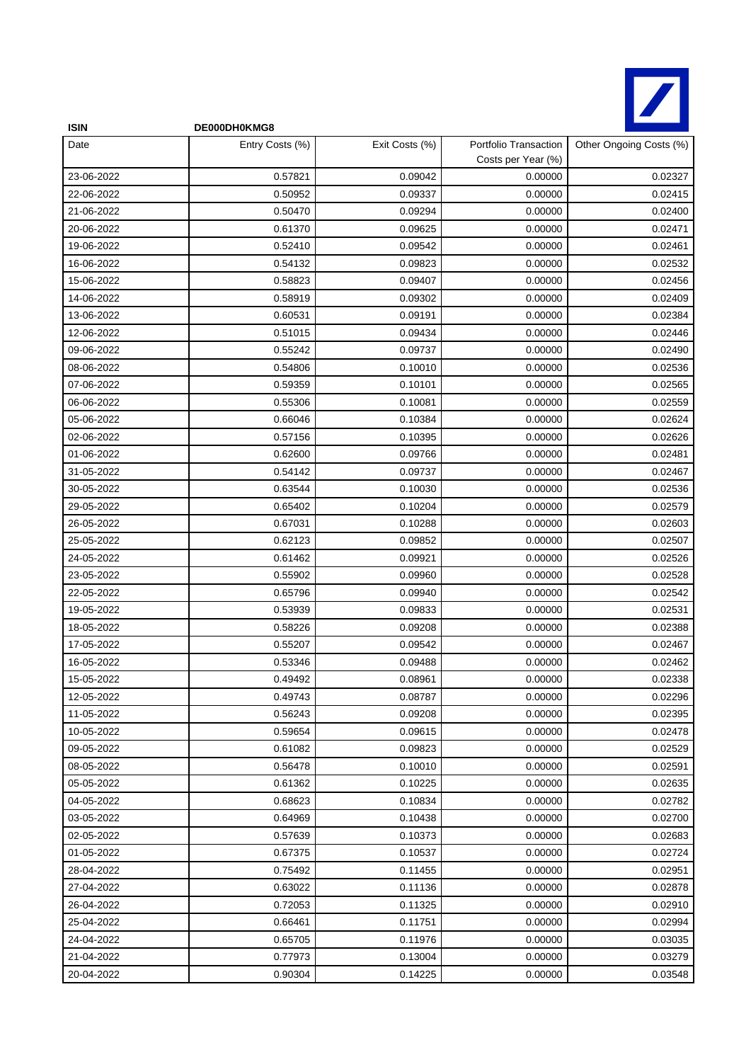**ISIN** **DE000DH0KMG8**

| Date | Entry Costs (%) | Exit Costs (%) | Portfolio Transaction Costs per Year (%) | Other Ongoing Costs (%) |
|---|---|---|---|---|
| 23-06-2022 | 0.57821 | 0.09042 | 0.00000 | 0.02327 |
| 22-06-2022 | 0.50952 | 0.09337 | 0.00000 | 0.02415 |
| 21-06-2022 | 0.50470 | 0.09294 | 0.00000 | 0.02400 |
| 20-06-2022 | 0.61370 | 0.09625 | 0.00000 | 0.02471 |
| 19-06-2022 | 0.52410 | 0.09542 | 0.00000 | 0.02461 |
| 16-06-2022 | 0.54132 | 0.09823 | 0.00000 | 0.02532 |
| 15-06-2022 | 0.58823 | 0.09407 | 0.00000 | 0.02456 |
| 14-06-2022 | 0.58919 | 0.09302 | 0.00000 | 0.02409 |
| 13-06-2022 | 0.60531 | 0.09191 | 0.00000 | 0.02384 |
| 12-06-2022 | 0.51015 | 0.09434 | 0.00000 | 0.02446 |
| 09-06-2022 | 0.55242 | 0.09737 | 0.00000 | 0.02490 |
| 08-06-2022 | 0.54806 | 0.10010 | 0.00000 | 0.02536 |
| 07-06-2022 | 0.59359 | 0.10101 | 0.00000 | 0.02565 |
| 06-06-2022 | 0.55306 | 0.10081 | 0.00000 | 0.02559 |
| 05-06-2022 | 0.66046 | 0.10384 | 0.00000 | 0.02624 |
| 02-06-2022 | 0.57156 | 0.10395 | 0.00000 | 0.02626 |
| 01-06-2022 | 0.62600 | 0.09766 | 0.00000 | 0.02481 |
| 31-05-2022 | 0.54142 | 0.09737 | 0.00000 | 0.02467 |
| 30-05-2022 | 0.63544 | 0.10030 | 0.00000 | 0.02536 |
| 29-05-2022 | 0.65402 | 0.10204 | 0.00000 | 0.02579 |
| 26-05-2022 | 0.67031 | 0.10288 | 0.00000 | 0.02603 |
| 25-05-2022 | 0.62123 | 0.09852 | 0.00000 | 0.02507 |
| 24-05-2022 | 0.61462 | 0.09921 | 0.00000 | 0.02526 |
| 23-05-2022 | 0.55902 | 0.09960 | 0.00000 | 0.02528 |
| 22-05-2022 | 0.65796 | 0.09940 | 0.00000 | 0.02542 |
| 19-05-2022 | 0.53939 | 0.09833 | 0.00000 | 0.02531 |
| 18-05-2022 | 0.58226 | 0.09208 | 0.00000 | 0.02388 |
| 17-05-2022 | 0.55207 | 0.09542 | 0.00000 | 0.02467 |
| 16-05-2022 | 0.53346 | 0.09488 | 0.00000 | 0.02462 |
| 15-05-2022 | 0.49492 | 0.08961 | 0.00000 | 0.02338 |
| 12-05-2022 | 0.49743 | 0.08787 | 0.00000 | 0.02296 |
| 11-05-2022 | 0.56243 | 0.09208 | 0.00000 | 0.02395 |
| 10-05-2022 | 0.59654 | 0.09615 | 0.00000 | 0.02478 |
| 09-05-2022 | 0.61082 | 0.09823 | 0.00000 | 0.02529 |
| 08-05-2022 | 0.56478 | 0.10010 | 0.00000 | 0.02591 |
| 05-05-2022 | 0.61362 | 0.10225 | 0.00000 | 0.02635 |
| 04-05-2022 | 0.68623 | 0.10834 | 0.00000 | 0.02782 |
| 03-05-2022 | 0.64969 | 0.10438 | 0.00000 | 0.02700 |
| 02-05-2022 | 0.57639 | 0.10373 | 0.00000 | 0.02683 |
| 01-05-2022 | 0.67375 | 0.10537 | 0.00000 | 0.02724 |
| 28-04-2022 | 0.75492 | 0.11455 | 0.00000 | 0.02951 |
| 27-04-2022 | 0.63022 | 0.11136 | 0.00000 | 0.02878 |
| 26-04-2022 | 0.72053 | 0.11325 | 0.00000 | 0.02910 |
| 25-04-2022 | 0.66461 | 0.11751 | 0.00000 | 0.02994 |
| 24-04-2022 | 0.65705 | 0.11976 | 0.00000 | 0.03035 |
| 21-04-2022 | 0.77973 | 0.13004 | 0.00000 | 0.03279 |
| 20-04-2022 | 0.90304 | 0.14225 | 0.00000 | 0.03548 |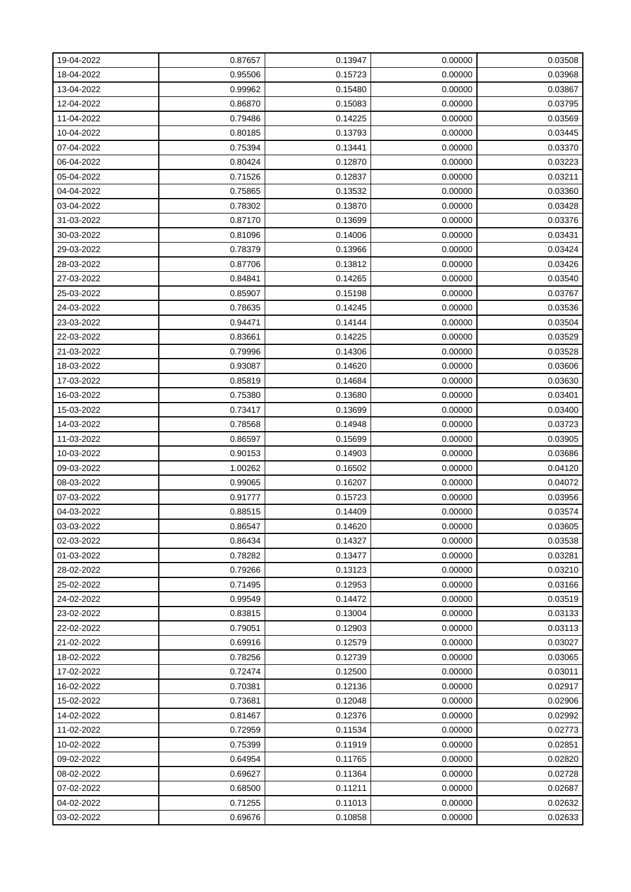| | | | | |
|---|---|---|---|---|
| 19-04-2022 | 0.87657 | 0.13947 | 0.00000 | 0.03508 |
| 18-04-2022 | 0.95506 | 0.15723 | 0.00000 | 0.03968 |
| 13-04-2022 | 0.99962 | 0.15480 | 0.00000 | 0.03867 |
| 12-04-2022 | 0.86870 | 0.15083 | 0.00000 | 0.03795 |
| 11-04-2022 | 0.79486 | 0.14225 | 0.00000 | 0.03569 |
| 10-04-2022 | 0.80185 | 0.13793 | 0.00000 | 0.03445 |
| 07-04-2022 | 0.75394 | 0.13441 | 0.00000 | 0.03370 |
| 06-04-2022 | 0.80424 | 0.12870 | 0.00000 | 0.03223 |
| 05-04-2022 | 0.71526 | 0.12837 | 0.00000 | 0.03211 |
| 04-04-2022 | 0.75865 | 0.13532 | 0.00000 | 0.03360 |
| 03-04-2022 | 0.78302 | 0.13870 | 0.00000 | 0.03428 |
| 31-03-2022 | 0.87170 | 0.13699 | 0.00000 | 0.03376 |
| 30-03-2022 | 0.81096 | 0.14006 | 0.00000 | 0.03431 |
| 29-03-2022 | 0.78379 | 0.13966 | 0.00000 | 0.03424 |
| 28-03-2022 | 0.87706 | 0.13812 | 0.00000 | 0.03426 |
| 27-03-2022 | 0.84841 | 0.14265 | 0.00000 | 0.03540 |
| 25-03-2022 | 0.85907 | 0.15198 | 0.00000 | 0.03767 |
| 24-03-2022 | 0.78635 | 0.14245 | 0.00000 | 0.03536 |
| 23-03-2022 | 0.94471 | 0.14144 | 0.00000 | 0.03504 |
| 22-03-2022 | 0.83661 | 0.14225 | 0.00000 | 0.03529 |
| 21-03-2022 | 0.79996 | 0.14306 | 0.00000 | 0.03528 |
| 18-03-2022 | 0.93087 | 0.14620 | 0.00000 | 0.03606 |
| 17-03-2022 | 0.85819 | 0.14684 | 0.00000 | 0.03630 |
| 16-03-2022 | 0.75380 | 0.13680 | 0.00000 | 0.03401 |
| 15-03-2022 | 0.73417 | 0.13699 | 0.00000 | 0.03400 |
| 14-03-2022 | 0.78568 | 0.14948 | 0.00000 | 0.03723 |
| 11-03-2022 | 0.86597 | 0.15699 | 0.00000 | 0.03905 |
| 10-03-2022 | 0.90153 | 0.14903 | 0.00000 | 0.03686 |
| 09-03-2022 | 1.00262 | 0.16502 | 0.00000 | 0.04120 |
| 08-03-2022 | 0.99065 | 0.16207 | 0.00000 | 0.04072 |
| 07-03-2022 | 0.91777 | 0.15723 | 0.00000 | 0.03956 |
| 04-03-2022 | 0.88515 | 0.14409 | 0.00000 | 0.03574 |
| 03-03-2022 | 0.86547 | 0.14620 | 0.00000 | 0.03605 |
| 02-03-2022 | 0.86434 | 0.14327 | 0.00000 | 0.03538 |
| 01-03-2022 | 0.78282 | 0.13477 | 0.00000 | 0.03281 |
| 28-02-2022 | 0.79266 | 0.13123 | 0.00000 | 0.03210 |
| 25-02-2022 | 0.71495 | 0.12953 | 0.00000 | 0.03166 |
| 24-02-2022 | 0.99549 | 0.14472 | 0.00000 | 0.03519 |
| 23-02-2022 | 0.83815 | 0.13004 | 0.00000 | 0.03133 |
| 22-02-2022 | 0.79051 | 0.12903 | 0.00000 | 0.03113 |
| 21-02-2022 | 0.69916 | 0.12579 | 0.00000 | 0.03027 |
| 18-02-2022 | 0.78256 | 0.12739 | 0.00000 | 0.03065 |
| 17-02-2022 | 0.72474 | 0.12500 | 0.00000 | 0.03011 |
| 16-02-2022 | 0.70381 | 0.12136 | 0.00000 | 0.02917 |
| 15-02-2022 | 0.73681 | 0.12048 | 0.00000 | 0.02906 |
| 14-02-2022 | 0.81467 | 0.12376 | 0.00000 | 0.02992 |
| 11-02-2022 | 0.72959 | 0.11534 | 0.00000 | 0.02773 |
| 10-02-2022 | 0.75399 | 0.11919 | 0.00000 | 0.02851 |
| 09-02-2022 | 0.64954 | 0.11765 | 0.00000 | 0.02820 |
| 08-02-2022 | 0.69627 | 0.11364 | 0.00000 | 0.02728 |
| 07-02-2022 | 0.68500 | 0.11211 | 0.00000 | 0.02687 |
| 04-02-2022 | 0.71255 | 0.11013 | 0.00000 | 0.02632 |
| 03-02-2022 | 0.69676 | 0.10858 | 0.00000 | 0.02633 |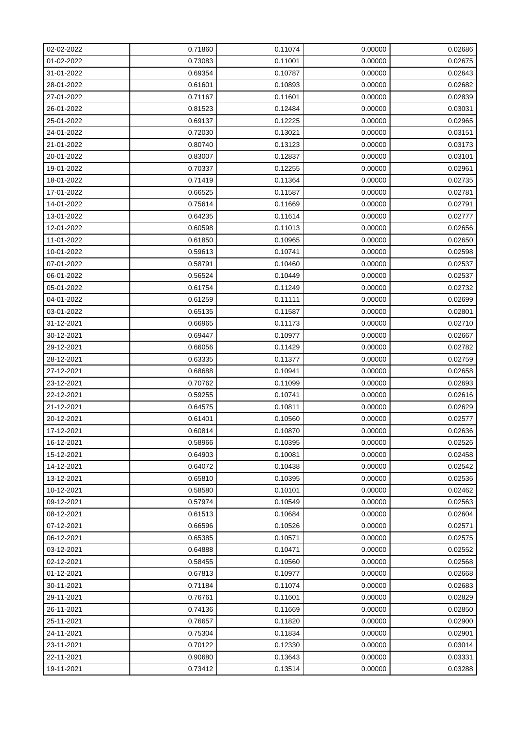| 02-02-2022 | 0.71860 | 0.11074 | 0.00000 | 0.02686 |
|---|---|---|---|---|
| 01-02-2022 | 0.73083 | 0.11001 | 0.00000 | 0.02675 |
| 31-01-2022 | 0.69354 | 0.10787 | 0.00000 | 0.02643 |
| 28-01-2022 | 0.61601 | 0.10893 | 0.00000 | 0.02682 |
| 27-01-2022 | 0.71167 | 0.11601 | 0.00000 | 0.02839 |
| 26-01-2022 | 0.81523 | 0.12484 | 0.00000 | 0.03031 |
| 25-01-2022 | 0.69137 | 0.12225 | 0.00000 | 0.02965 |
| 24-01-2022 | 0.72030 | 0.13021 | 0.00000 | 0.03151 |
| 21-01-2022 | 0.80740 | 0.13123 | 0.00000 | 0.03173 |
| 20-01-2022 | 0.83007 | 0.12837 | 0.00000 | 0.03101 |
| 19-01-2022 | 0.70337 | 0.12255 | 0.00000 | 0.02961 |
| 18-01-2022 | 0.71419 | 0.11364 | 0.00000 | 0.02735 |
| 17-01-2022 | 0.66525 | 0.11587 | 0.00000 | 0.02781 |
| 14-01-2022 | 0.75614 | 0.11669 | 0.00000 | 0.02791 |
| 13-01-2022 | 0.64235 | 0.11614 | 0.00000 | 0.02777 |
| 12-01-2022 | 0.60598 | 0.11013 | 0.00000 | 0.02656 |
| 11-01-2022 | 0.61850 | 0.10965 | 0.00000 | 0.02650 |
| 10-01-2022 | 0.59613 | 0.10741 | 0.00000 | 0.02598 |
| 07-01-2022 | 0.58791 | 0.10460 | 0.00000 | 0.02537 |
| 06-01-2022 | 0.56524 | 0.10449 | 0.00000 | 0.02537 |
| 05-01-2022 | 0.61754 | 0.11249 | 0.00000 | 0.02732 |
| 04-01-2022 | 0.61259 | 0.11111 | 0.00000 | 0.02699 |
| 03-01-2022 | 0.65135 | 0.11587 | 0.00000 | 0.02801 |
| 31-12-2021 | 0.66965 | 0.11173 | 0.00000 | 0.02710 |
| 30-12-2021 | 0.69447 | 0.10977 | 0.00000 | 0.02667 |
| 29-12-2021 | 0.66056 | 0.11429 | 0.00000 | 0.02782 |
| 28-12-2021 | 0.63335 | 0.11377 | 0.00000 | 0.02759 |
| 27-12-2021 | 0.68688 | 0.10941 | 0.00000 | 0.02658 |
| 23-12-2021 | 0.70762 | 0.11099 | 0.00000 | 0.02693 |
| 22-12-2021 | 0.59255 | 0.10741 | 0.00000 | 0.02616 |
| 21-12-2021 | 0.64575 | 0.10811 | 0.00000 | 0.02629 |
| 20-12-2021 | 0.61401 | 0.10560 | 0.00000 | 0.02577 |
| 17-12-2021 | 0.60814 | 0.10870 | 0.00000 | 0.02636 |
| 16-12-2021 | 0.58966 | 0.10395 | 0.00000 | 0.02526 |
| 15-12-2021 | 0.64903 | 0.10081 | 0.00000 | 0.02458 |
| 14-12-2021 | 0.64072 | 0.10438 | 0.00000 | 0.02542 |
| 13-12-2021 | 0.65810 | 0.10395 | 0.00000 | 0.02536 |
| 10-12-2021 | 0.58580 | 0.10101 | 0.00000 | 0.02462 |
| 09-12-2021 | 0.57974 | 0.10549 | 0.00000 | 0.02563 |
| 08-12-2021 | 0.61513 | 0.10684 | 0.00000 | 0.02604 |
| 07-12-2021 | 0.66596 | 0.10526 | 0.00000 | 0.02571 |
| 06-12-2021 | 0.65385 | 0.10571 | 0.00000 | 0.02575 |
| 03-12-2021 | 0.64888 | 0.10471 | 0.00000 | 0.02552 |
| 02-12-2021 | 0.58455 | 0.10560 | 0.00000 | 0.02568 |
| 01-12-2021 | 0.67813 | 0.10977 | 0.00000 | 0.02668 |
| 30-11-2021 | 0.71184 | 0.11074 | 0.00000 | 0.02683 |
| 29-11-2021 | 0.76761 | 0.11601 | 0.00000 | 0.02829 |
| 26-11-2021 | 0.74136 | 0.11669 | 0.00000 | 0.02850 |
| 25-11-2021 | 0.76657 | 0.11820 | 0.00000 | 0.02900 |
| 24-11-2021 | 0.75304 | 0.11834 | 0.00000 | 0.02901 |
| 23-11-2021 | 0.70122 | 0.12330 | 0.00000 | 0.03014 |
| 22-11-2021 | 0.90680 | 0.13643 | 0.00000 | 0.03331 |
| 19-11-2021 | 0.73412 | 0.13514 | 0.00000 | 0.03288 |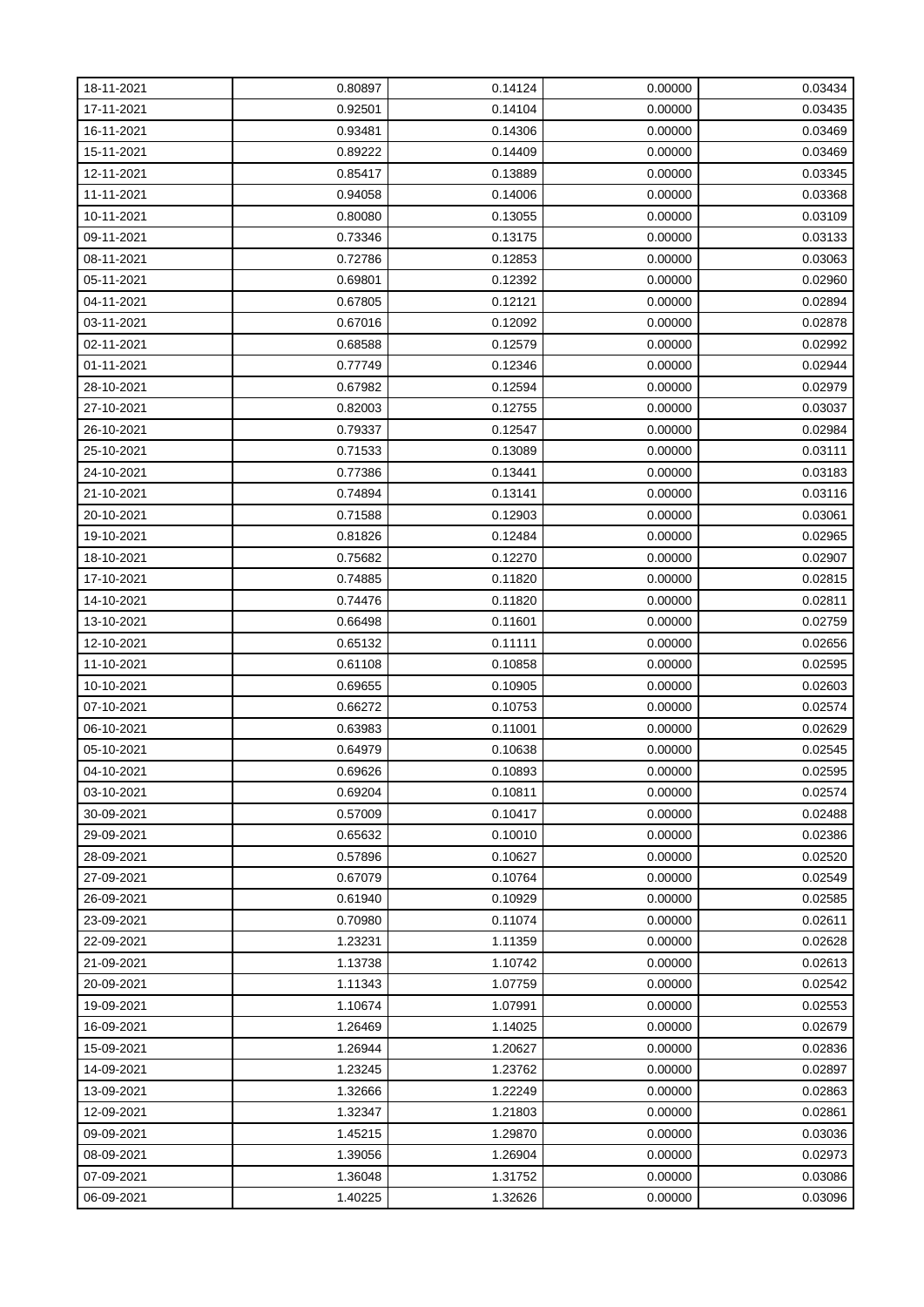| 18-11-2021 | 0.80897 | 0.14124 | 0.00000 | 0.03434 |
|---|---|---|---|---|
| 17-11-2021 | 0.92501 | 0.14104 | 0.00000 | 0.03435 |
| 16-11-2021 | 0.93481 | 0.14306 | 0.00000 | 0.03469 |
| 15-11-2021 | 0.89222 | 0.14409 | 0.00000 | 0.03469 |
| 12-11-2021 | 0.85417 | 0.13889 | 0.00000 | 0.03345 |
| 11-11-2021 | 0.94058 | 0.14006 | 0.00000 | 0.03368 |
| 10-11-2021 | 0.80080 | 0.13055 | 0.00000 | 0.03109 |
| 09-11-2021 | 0.73346 | 0.13175 | 0.00000 | 0.03133 |
| 08-11-2021 | 0.72786 | 0.12853 | 0.00000 | 0.03063 |
| 05-11-2021 | 0.69801 | 0.12392 | 0.00000 | 0.02960 |
| 04-11-2021 | 0.67805 | 0.12121 | 0.00000 | 0.02894 |
| 03-11-2021 | 0.67016 | 0.12092 | 0.00000 | 0.02878 |
| 02-11-2021 | 0.68588 | 0.12579 | 0.00000 | 0.02992 |
| 01-11-2021 | 0.77749 | 0.12346 | 0.00000 | 0.02944 |
| 28-10-2021 | 0.67982 | 0.12594 | 0.00000 | 0.02979 |
| 27-10-2021 | 0.82003 | 0.12755 | 0.00000 | 0.03037 |
| 26-10-2021 | 0.79337 | 0.12547 | 0.00000 | 0.02984 |
| 25-10-2021 | 0.71533 | 0.13089 | 0.00000 | 0.03111 |
| 24-10-2021 | 0.77386 | 0.13441 | 0.00000 | 0.03183 |
| 21-10-2021 | 0.74894 | 0.13141 | 0.00000 | 0.03116 |
| 20-10-2021 | 0.71588 | 0.12903 | 0.00000 | 0.03061 |
| 19-10-2021 | 0.81826 | 0.12484 | 0.00000 | 0.02965 |
| 18-10-2021 | 0.75682 | 0.12270 | 0.00000 | 0.02907 |
| 17-10-2021 | 0.74885 | 0.11820 | 0.00000 | 0.02815 |
| 14-10-2021 | 0.74476 | 0.11820 | 0.00000 | 0.02811 |
| 13-10-2021 | 0.66498 | 0.11601 | 0.00000 | 0.02759 |
| 12-10-2021 | 0.65132 | 0.11111 | 0.00000 | 0.02656 |
| 11-10-2021 | 0.61108 | 0.10858 | 0.00000 | 0.02595 |
| 10-10-2021 | 0.69655 | 0.10905 | 0.00000 | 0.02603 |
| 07-10-2021 | 0.66272 | 0.10753 | 0.00000 | 0.02574 |
| 06-10-2021 | 0.63983 | 0.11001 | 0.00000 | 0.02629 |
| 05-10-2021 | 0.64979 | 0.10638 | 0.00000 | 0.02545 |
| 04-10-2021 | 0.69626 | 0.10893 | 0.00000 | 0.02595 |
| 03-10-2021 | 0.69204 | 0.10811 | 0.00000 | 0.02574 |
| 30-09-2021 | 0.57009 | 0.10417 | 0.00000 | 0.02488 |
| 29-09-2021 | 0.65632 | 0.10010 | 0.00000 | 0.02386 |
| 28-09-2021 | 0.57896 | 0.10627 | 0.00000 | 0.02520 |
| 27-09-2021 | 0.67079 | 0.10764 | 0.00000 | 0.02549 |
| 26-09-2021 | 0.61940 | 0.10929 | 0.00000 | 0.02585 |
| 23-09-2021 | 0.70980 | 0.11074 | 0.00000 | 0.02611 |
| 22-09-2021 | 1.23231 | 1.11359 | 0.00000 | 0.02628 |
| 21-09-2021 | 1.13738 | 1.10742 | 0.00000 | 0.02613 |
| 20-09-2021 | 1.11343 | 1.07759 | 0.00000 | 0.02542 |
| 19-09-2021 | 1.10674 | 1.07991 | 0.00000 | 0.02553 |
| 16-09-2021 | 1.26469 | 1.14025 | 0.00000 | 0.02679 |
| 15-09-2021 | 1.26944 | 1.20627 | 0.00000 | 0.02836 |
| 14-09-2021 | 1.23245 | 1.23762 | 0.00000 | 0.02897 |
| 13-09-2021 | 1.32666 | 1.22249 | 0.00000 | 0.02863 |
| 12-09-2021 | 1.32347 | 1.21803 | 0.00000 | 0.02861 |
| 09-09-2021 | 1.45215 | 1.29870 | 0.00000 | 0.03036 |
| 08-09-2021 | 1.39056 | 1.26904 | 0.00000 | 0.02973 |
| 07-09-2021 | 1.36048 | 1.31752 | 0.00000 | 0.03086 |
| 06-09-2021 | 1.40225 | 1.32626 | 0.00000 | 0.03096 |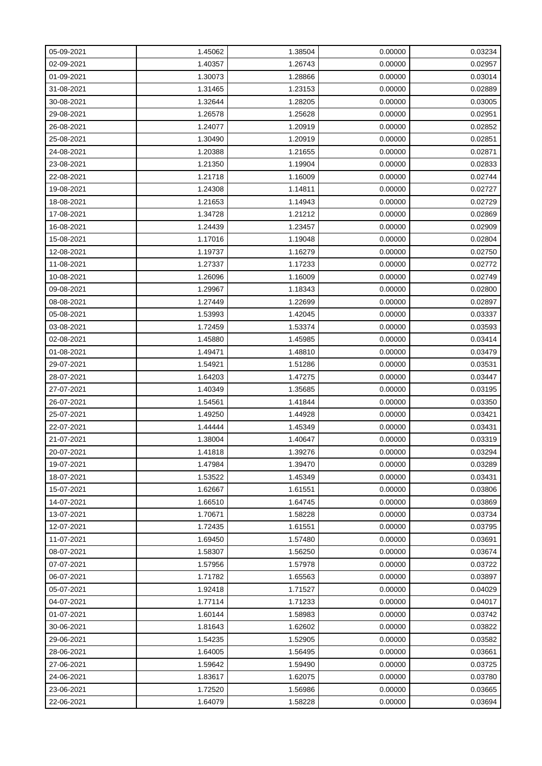| 05-09-2021 | 1.45062 | 1.38504 | 0.00000 | 0.03234 |
|---|---|---|---|---|
| 02-09-2021 | 1.40357 | 1.26743 | 0.00000 | 0.02957 |
| 01-09-2021 | 1.30073 | 1.28866 | 0.00000 | 0.03014 |
| 31-08-2021 | 1.31465 | 1.23153 | 0.00000 | 0.02889 |
| 30-08-2021 | 1.32644 | 1.28205 | 0.00000 | 0.03005 |
| 29-08-2021 | 1.26578 | 1.25628 | 0.00000 | 0.02951 |
| 26-08-2021 | 1.24077 | 1.20919 | 0.00000 | 0.02852 |
| 25-08-2021 | 1.30490 | 1.20919 | 0.00000 | 0.02851 |
| 24-08-2021 | 1.20388 | 1.21655 | 0.00000 | 0.02871 |
| 23-08-2021 | 1.21350 | 1.19904 | 0.00000 | 0.02833 |
| 22-08-2021 | 1.21718 | 1.16009 | 0.00000 | 0.02744 |
| 19-08-2021 | 1.24308 | 1.14811 | 0.00000 | 0.02727 |
| 18-08-2021 | 1.21653 | 1.14943 | 0.00000 | 0.02729 |
| 17-08-2021 | 1.34728 | 1.21212 | 0.00000 | 0.02869 |
| 16-08-2021 | 1.24439 | 1.23457 | 0.00000 | 0.02909 |
| 15-08-2021 | 1.17016 | 1.19048 | 0.00000 | 0.02804 |
| 12-08-2021 | 1.19737 | 1.16279 | 0.00000 | 0.02750 |
| 11-08-2021 | 1.27337 | 1.17233 | 0.00000 | 0.02772 |
| 10-08-2021 | 1.26096 | 1.16009 | 0.00000 | 0.02749 |
| 09-08-2021 | 1.29967 | 1.18343 | 0.00000 | 0.02800 |
| 08-08-2021 | 1.27449 | 1.22699 | 0.00000 | 0.02897 |
| 05-08-2021 | 1.53993 | 1.42045 | 0.00000 | 0.03337 |
| 03-08-2021 | 1.72459 | 1.53374 | 0.00000 | 0.03593 |
| 02-08-2021 | 1.45880 | 1.45985 | 0.00000 | 0.03414 |
| 01-08-2021 | 1.49471 | 1.48810 | 0.00000 | 0.03479 |
| 29-07-2021 | 1.54921 | 1.51286 | 0.00000 | 0.03531 |
| 28-07-2021 | 1.64203 | 1.47275 | 0.00000 | 0.03447 |
| 27-07-2021 | 1.40349 | 1.35685 | 0.00000 | 0.03195 |
| 26-07-2021 | 1.54561 | 1.41844 | 0.00000 | 0.03350 |
| 25-07-2021 | 1.49250 | 1.44928 | 0.00000 | 0.03421 |
| 22-07-2021 | 1.44444 | 1.45349 | 0.00000 | 0.03431 |
| 21-07-2021 | 1.38004 | 1.40647 | 0.00000 | 0.03319 |
| 20-07-2021 | 1.41818 | 1.39276 | 0.00000 | 0.03294 |
| 19-07-2021 | 1.47984 | 1.39470 | 0.00000 | 0.03289 |
| 18-07-2021 | 1.53522 | 1.45349 | 0.00000 | 0.03431 |
| 15-07-2021 | 1.62667 | 1.61551 | 0.00000 | 0.03806 |
| 14-07-2021 | 1.66510 | 1.64745 | 0.00000 | 0.03869 |
| 13-07-2021 | 1.70671 | 1.58228 | 0.00000 | 0.03734 |
| 12-07-2021 | 1.72435 | 1.61551 | 0.00000 | 0.03795 |
| 11-07-2021 | 1.69450 | 1.57480 | 0.00000 | 0.03691 |
| 08-07-2021 | 1.58307 | 1.56250 | 0.00000 | 0.03674 |
| 07-07-2021 | 1.57956 | 1.57978 | 0.00000 | 0.03722 |
| 06-07-2021 | 1.71782 | 1.65563 | 0.00000 | 0.03897 |
| 05-07-2021 | 1.92418 | 1.71527 | 0.00000 | 0.04029 |
| 04-07-2021 | 1.77114 | 1.71233 | 0.00000 | 0.04017 |
| 01-07-2021 | 1.60144 | 1.58983 | 0.00000 | 0.03742 |
| 30-06-2021 | 1.81643 | 1.62602 | 0.00000 | 0.03822 |
| 29-06-2021 | 1.54235 | 1.52905 | 0.00000 | 0.03582 |
| 28-06-2021 | 1.64005 | 1.56495 | 0.00000 | 0.03661 |
| 27-06-2021 | 1.59642 | 1.59490 | 0.00000 | 0.03725 |
| 24-06-2021 | 1.83617 | 1.62075 | 0.00000 | 0.03780 |
| 23-06-2021 | 1.72520 | 1.56986 | 0.00000 | 0.03665 |
| 22-06-2021 | 1.64079 | 1.58228 | 0.00000 | 0.03694 |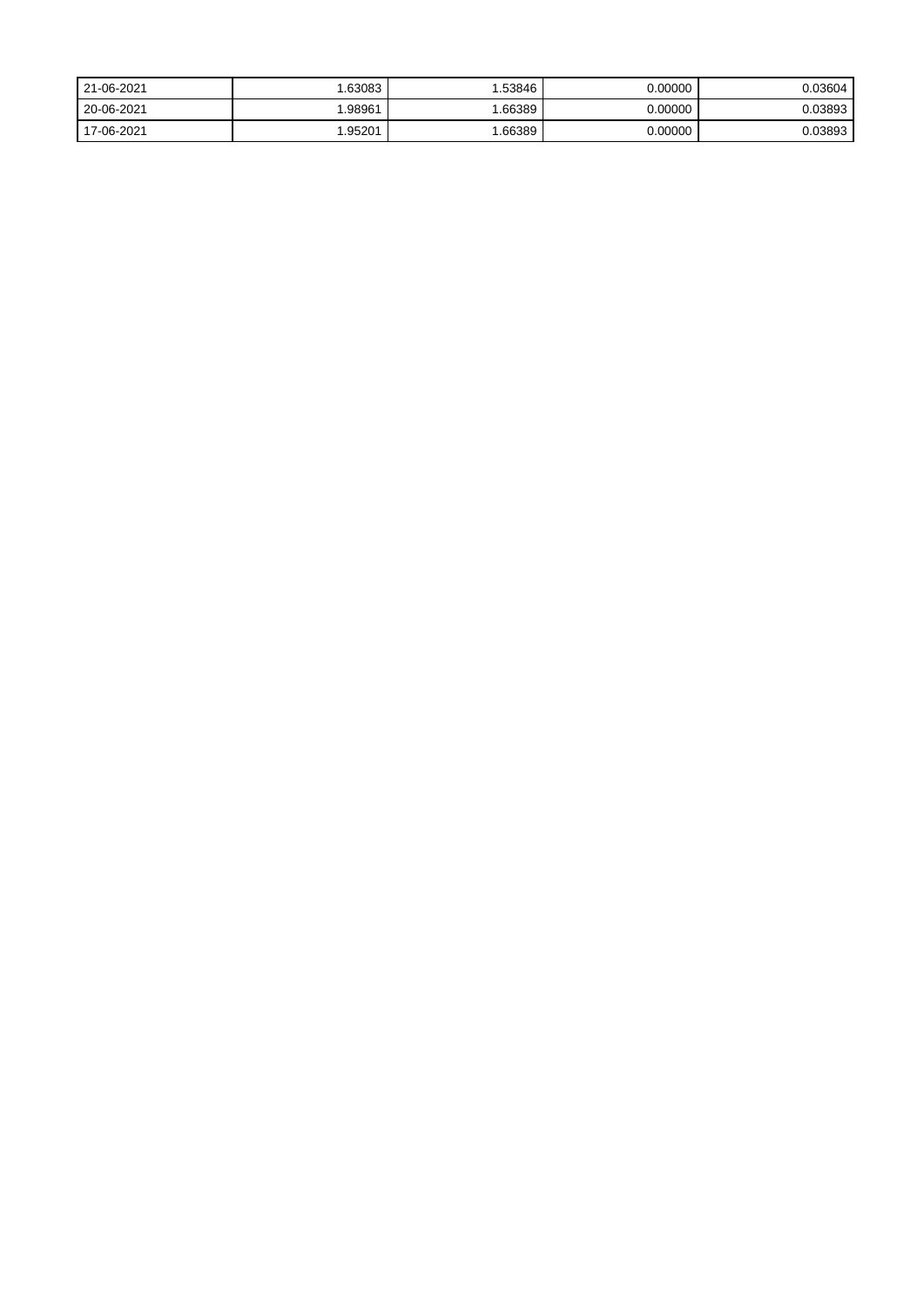| | | | | |
|---|---|---|---|---|
| 21-06-2021 | 1.63083 | 1.53846 | 0.00000 | 0.03604 |
| 20-06-2021 | 1.98961 | 1.66389 | 0.00000 | 0.03893 |
| 17-06-2021 | 1.95201 | 1.66389 | 0.00000 | 0.03893 |